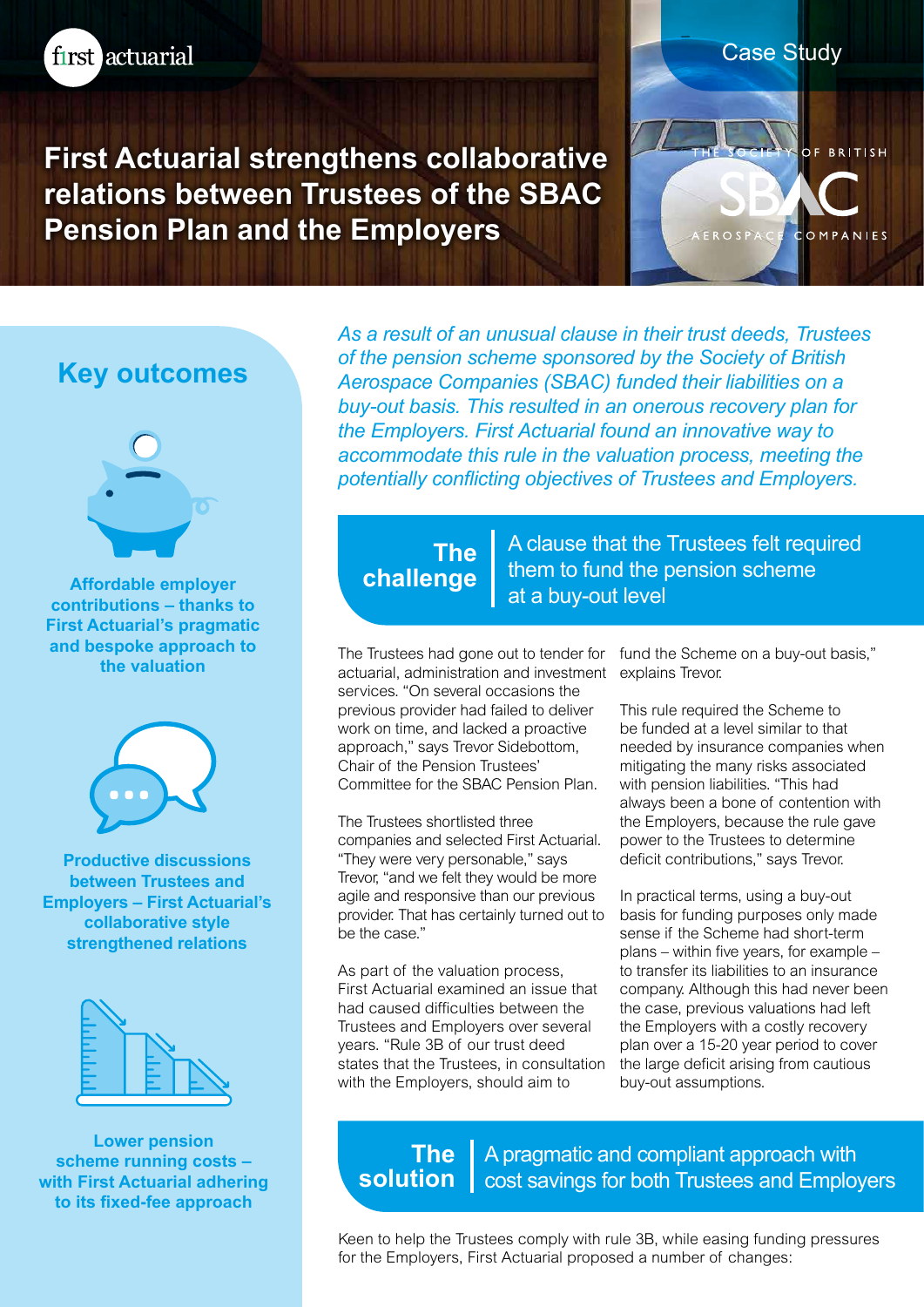first actuarial

Case Study

# First Actuarial strengthens collaborative relations between Trustees of the SBAC Pension Plan and the Employers

THE SOCIETY OF BRITISH AEROSPACE COMPANIES

## Key outcomes

**Affordable employer contributions – thanks to First Actuarial's pragmatic and bespoke approach to the valuation**

**Productive discussions between Trustees and Employers – First Actuarial's collaborative style strengthened relations**

**Lower pension scheme running costs – with First Actuarial adhering to its fixed-fee approach**

*As a result of an unusual clause in their trust deeds, Trustees of the pension scheme sponsored by the Society of British Aerospace Companies (SBAC) funded their liabilities on a buy-out basis. This resulted in an onerous recovery plan for the Employers. First Actuarial found an innovative way to accommodate this rule in the valuation process, meeting the potentially conflicting objectives of Trustees and Employers.*

## The challenge

A clause that the Trustees felt required them to fund the pension scheme at a buy-out level

The Trustees had gone out to tender for actuarial, administration and investment services. "On several occasions the previous provider had failed to deliver work on time, and lacked a proactive approach," says Trevor Sidebottom, Chair of the Pension Trustees' Committee for the SBAC Pension Plan.

The Trustees shortlisted three companies and selected First Actuarial. "They were very personable," says Trevor, "and we felt they would be more agile and responsive than our previous provider. That has certainly turned out to be the case."

As part of the valuation process, First Actuarial examined an issue that had caused difficulties between the Trustees and Employers over several years. "Rule 3B of our trust deed states that the Trustees, in consultation with the Employers, should aim to fund the Scheme on a buy-out basis," explains Trevor.

This rule required the Scheme to be funded at a level similar to that needed by insurance companies when mitigating the many risks associated with pension liabilities. "This had always been a bone of contention with the Employers, because the rule gave power to the Trustees to determine deficit contributions," says Trevor.

In practical terms, using a buy-out basis for funding purposes only made sense if the Scheme had short-term plans – within five years, for example – to transfer its liabilities to an insurance company. Although this had never been the case, previous valuations had left the Employers with a costly recovery plan over a 15-20 year period to cover the large deficit arising from cautious buy-out assumptions.

## The solution

A pragmatic and compliant approach with cost savings for both Trustees and Employers

Keen to help the Trustees comply with rule 3B, while easing funding pressures for the Employers, First Actuarial proposed a number of changes: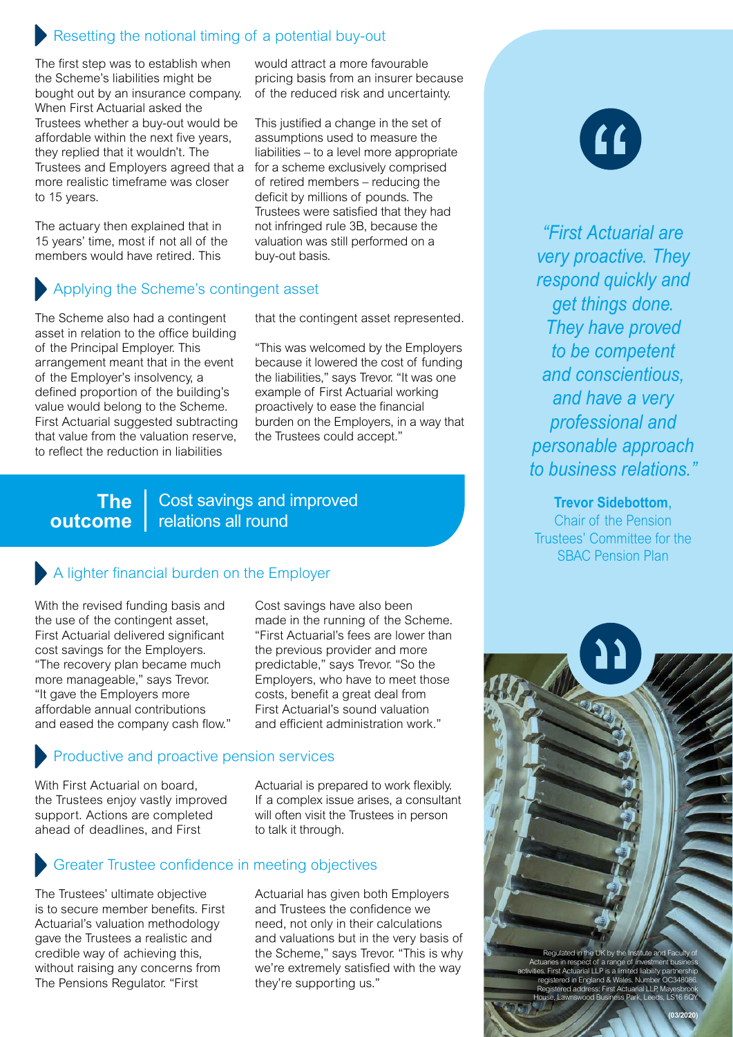## Resetting the notional timing of a potential buy-out

The first step was to establish when the Scheme's liabilities might be bought out by an insurance company. When First Actuarial asked the Trustees whether a buy-out would be affordable within the next five years, they replied that it wouldn't. The Trustees and Employers agreed that a more realistic timeframe was closer to 15 years.

The actuary then explained that in 15 years' time, most if not all of the members would have retired. This would attract a more favourable pricing basis from an insurer because of the reduced risk and uncertainty.

This justified a change in the set of assumptions used to measure the liabilities – to a level more appropriate for a scheme exclusively comprised of retired members – reducing the deficit by millions of pounds. The Trustees were satisfied that they had not infringed rule 3B, because the valuation was still performed on a buy-out basis.

## Applying the Scheme's contingent asset

The Scheme also had a contingent asset in relation to the office building of the Principal Employer. This arrangement meant that in the event of the Employer's insolvency, a defined proportion of the building's value would belong to the Scheme. First Actuarial suggested subtracting that value from the valuation reserve, to reflect the reduction in liabilities that the contingent asset represented.

"This was welcomed by the Employers because it lowered the cost of funding the liabilities," says Trevor. "It was one example of First Actuarial working proactively to ease the financial burden on the Employers, in a way that the Trustees could accept."

# The outcome | Cost savings and improved relations all round

## A lighter financial burden on the Employer

With the revised funding basis and the use of the contingent asset, First Actuarial delivered significant cost savings for the Employers. "The recovery plan became much more manageable," says Trevor. "It gave the Employers more affordable annual contributions and eased the company cash flow."

Cost savings have also been made in the running of the Scheme. "First Actuarial's fees are lower than the previous provider and more predictable," says Trevor. "So the Employers, who have to meet those costs, benefit a great deal from First Actuarial's sound valuation and efficient administration work."

## Productive and proactive pension services

With First Actuarial on board, the Trustees enjoy vastly improved support. Actions are completed ahead of deadlines, and First Actuarial is prepared to work flexibly. If a complex issue arises, a consultant will often visit the Trustees in person to talk it through.

## Greater Trustee confidence in meeting objectives

The Trustees' ultimate objective is to secure member benefits. First Actuarial's valuation methodology gave the Trustees a realistic and credible way of achieving this, without raising any concerns from The Pensions Regulator. "First Actuarial has given both Employers and Trustees the confidence we need, not only in their calculations and valuations but in the very basis of the Scheme," says Trevor. "This is why we're extremely satisfied with the way they're supporting us."

*"First Actuarial are very proactive. They respond quickly and get things done. They have proved to be competent and conscientious, and have a very professional and personable approach to business relations."*

**Trevor Sidebottom**, Chair of the Pension Trustees' Committee for the SBAC Pension Plan

Regulated in the UK by the Institute and Faculty of Actuaries in respect of a range of investment business activities. First Actuarial LLP is a limited liability partnership registered in England & Wales. Number OC348086. Registered address: First Actuarial LLP, Mayesbrook House, Lawnswood Business Park, Leeds, LS16 6QY.

**(03/2020)**